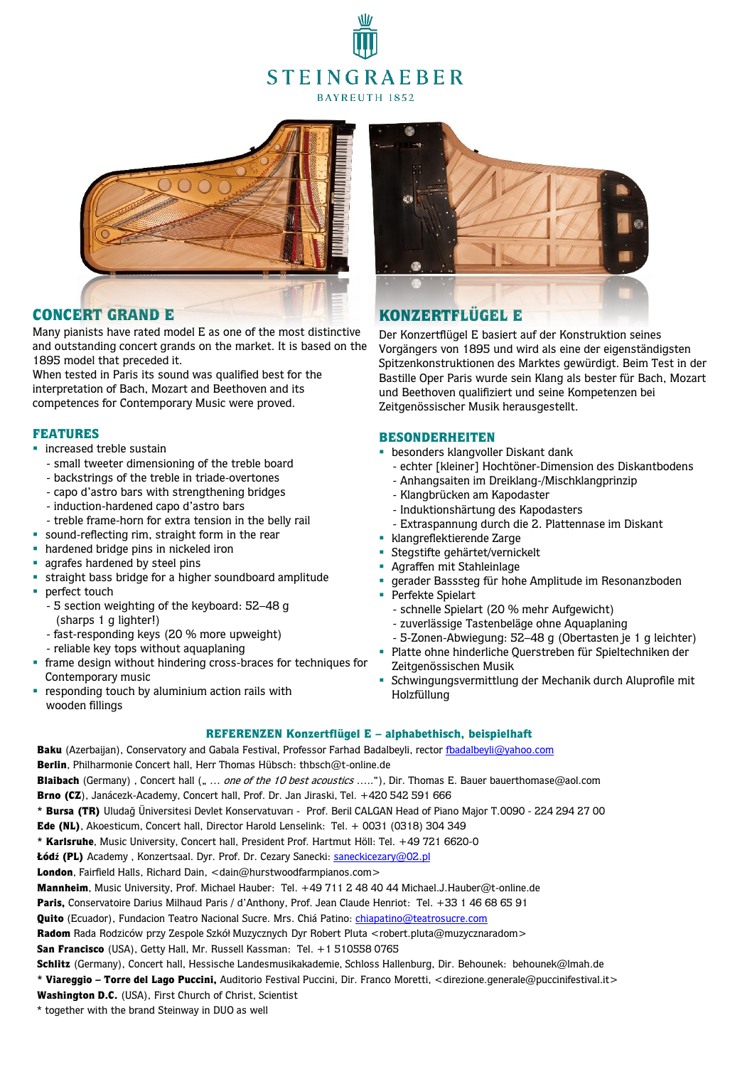# STEINGRAEBER

BAYREUTH 1852

## CONCERT GRAND E

Many pianists have rated model E as one of the most distinctive and outstanding concert grands on the market. It is based on the 1895 model that preceded it.
When tested in Paris its sound was qualified best for the interpretation of Bach, Mozart and Beethoven and its competences for Contemporary Music were proved.

### FEATURES

- increased treble sustain
  - small tweeter dimensioning of the treble board
  - backstrings of the treble in triade-overtones
  - capo d'astro bars with strengthening bridges
  - induction-hardened capo d'astro bars
  - treble frame-horn for extra tension in the belly rail
- sound-reflecting rim, straight form in the rear
- hardened bridge pins in nickeled iron
- agrafes hardened by steel pins
- straight bass bridge for a higher soundboard amplitude
- perfect touch
  - 5 section weighting of the keyboard: 52–48 g (sharps 1 g lighter!)
  - fast-responding keys (20 % more upweight)
  - reliable key tops without aquaplaning
- frame design without hindering cross-braces for techniques for Contemporary music
- responding touch by aluminium action rails with wooden fillings

## KONZERTFLÜGEL E

Der Konzertflügel E basiert auf der Konstruktion seines Vorgängers von 1895 und wird als eine der eigenständigsten Spitzenkonstruktionen des Marktes gewürdigt. Beim Test in der Bastille Oper Paris wurde sein Klang als bester für Bach, Mozart und Beethoven qualifiziert und seine Kompetenzen bei Zeitgenössischer Musik herausgestellt.

### BESONDERHEITEN

- besonders klangvoller Diskant dank
  - echter [kleiner] Hochtöner-Dimension des Diskantbodens
  - Anhangsaiten im Dreiklang-/Mischklangprinzip
  - Klangbrücken am Kapodaster
  - Induktionshärtung des Kapodasters
  - Extraspannung durch die 2. Plattennase im Diskant
- klangreflektierende Zarge
- Stegstifte gehärtet/vernickelt
- Agraffen mit Stahleinlage
- gerader Basssteg für hohe Amplitude im Resonanzboden
- Perfekte Spielart
  - schnelle Spielart (20 % mehr Aufgewicht)
  - zuverlässige Tastenbeläge ohne Aquaplaning
  - 5-Zonen-Abwiegung: 52–48 g (Obertasten je 1 g leichter)
- Platte ohne hinderliche Querstreben für Spieltechniken der Zeitgenössischen Musik
- Schwingungsvermittlung der Mechanik durch Aluprofile mit Holzfüllung

### REFERENZEN Konzertflügel E – alphabethisch, beispielhaft

**Baku** (Azerbaijan), Conservatory and Gabala Festival, Professor Farhad Badalbeyli, rector fbadalbeyli@yahoo.com
**Berlin**, Philharmonie Concert hall, Herr Thomas Hübsch: thbsch@t-online.de
**Blaibach** (Germany) , Concert hall („ … *one of the 10 best acoustics* .....“), Dir. Thomas E. Bauer bauerthomase@aol.com
**Brno (CZ**), Janácezk-Academy, Concert hall, Prof. Dr. Jan Jiraski, Tel. +420 542 591 666
* **Bursa (TR)** Uludağ Üniversitesi Devlet Konservatuvarı - Prof. Beril CALGAN Head of Piano Major T.0090 - 224 294 27 00
**Ede (NL)**, Akoesticum, Concert hall, Director Harold Lenselink: Tel. + 0031 (0318) 304 349
* **Karlsruhe**, Music University, Concert hall, President Prof. Hartmut Höll: Tel. +49 721 6620-0
**Łódź (PL)** Academy , Konzertsaal. Dyr. Prof. Dr. Cezary Sanecki: saneckicezary@02.pl
**London**, Fairfield Halls, Richard Dain, <dain@hurstwoodfarmpianos.com>
**Mannheim**, Music University, Prof. Michael Hauber: Tel. +49 711 2 48 40 44 Michael.J.Hauber@t-online.de
**Paris,** Conservatoire Darius Milhaud Paris / d'Anthony, Prof. Jean Claude Henriot: Tel. +33 1 46 68 65 91
**Quito** (Ecuador), Fundacion Teatro Nacional Sucre. Mrs. Chiá Patino: chiapatino@teatrosucre.com
**Radom** Rada Rodziców przy Zespole Szkół Muzycznych Dyr Robert Pluta <robert.pluta@muzycznaradom>
**San Francisco** (USA), Getty Hall, Mr. Russell Kassman: Tel. +1 510558 0765
**Schlitz** (Germany), Concert hall, Hessische Landesmusikakademie, Schloss Hallenburg, Dir. Behounek: behounek@lmah.de
* **Viareggio – Torre del Lago Puccini,** Auditorio Festival Puccini, Dir. Franco Moretti, <direzione.generale@puccinifestival.it>
**Washington D.C.** (USA), First Church of Christ, Scientist
* together with the brand Steinway in DUO as well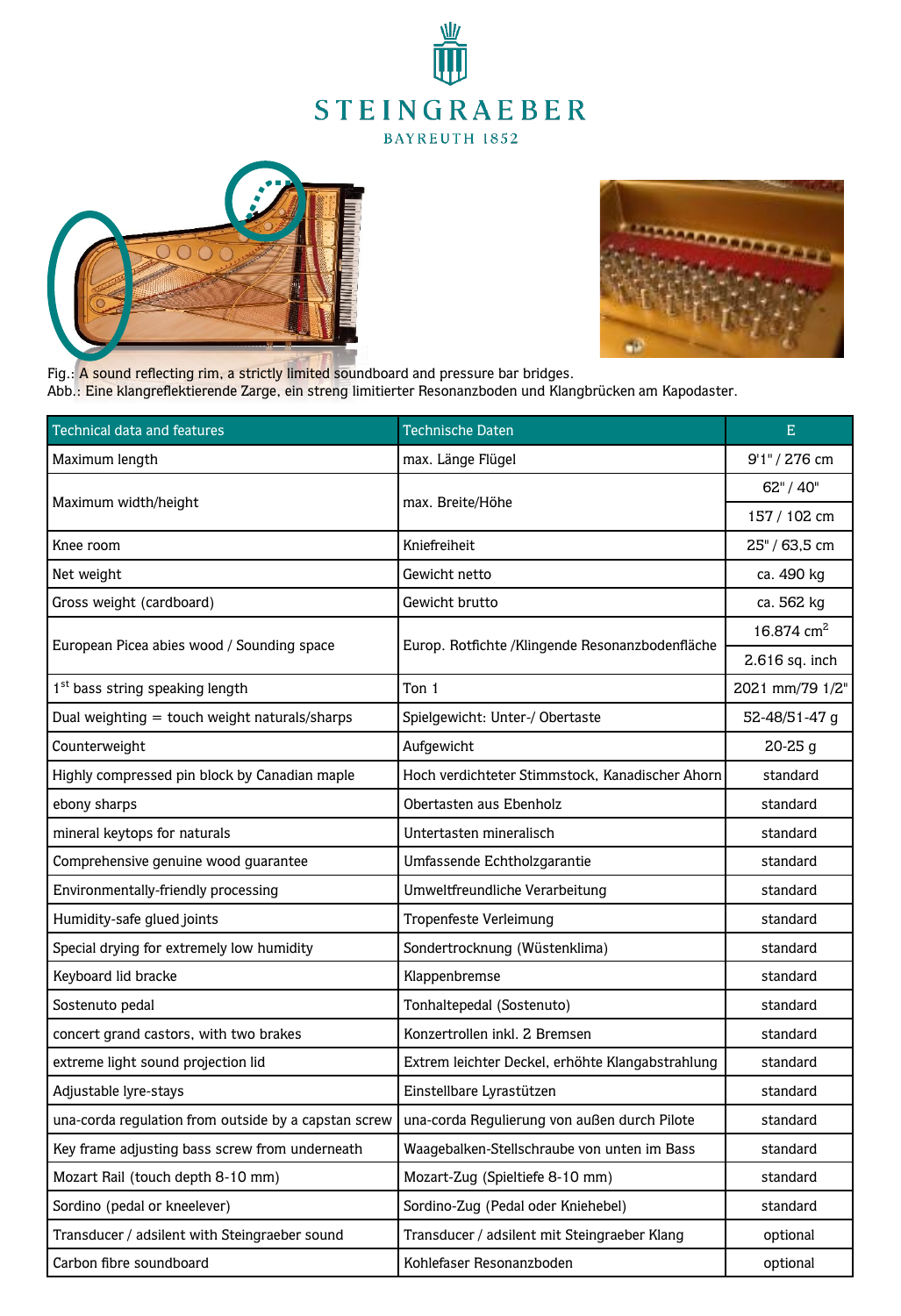STEINGRAEBER

BAYREUTH 1852

Fig.: A sound reflecting rim, a strictly limited soundboard and pressure bar bridges.
Abb.: Eine klangreflektierende Zarge, ein streng limitierter Resonanzboden und Klangbrücken am Kapodaster.

| Technical data and features | Technische Daten | E |
|---|---|---|
| Maximum length | max. Länge Flügel | 9'1" / 276 cm |
| Maximum width/height | max. Breite/Höhe | 62" / 40" |
| | | 157 / 102 cm |
| Knee room | Kniefreiheit | 25" / 63,5 cm |
| Net weight | Gewicht netto | ca. 490 kg |
| Gross weight (cardboard) | Gewicht brutto | ca. 562 kg |
| European Picea abies wood / Sounding space | Europ. Rotfichte /Klingende Resonanzbodenfläche | 16.874 $cm^2$ |
| | | 2.616 sq. inch |
| 1st bass string speaking length | Ton 1 | 2021 mm/79 1/2" |
| Dual weighting = touch weight naturals/sharps | Spielgewicht: Unter-/ Obertaste | 52-48/51-47 g |
| Counterweight | Aufgewicht | 20-25 g |
| Highly compressed pin block by Canadian maple | Hoch verdichteter Stimmstock, Kanadischer Ahorn | standard |
| ebony sharps | Obertasten aus Ebenholz | standard |
| mineral keytops for naturals | Untertasten mineralisch | standard |
| Comprehensive genuine wood guarantee | Umfassende Echtholzgarantie | standard |
| Environmentally-friendly processing | Umweltfreundliche Verarbeitung | standard |
| Humidity-safe glued joints | Tropenfeste Verleimung | standard |
| Special drying for extremely low humidity | Sondertrocknung (Wüstenklima) | standard |
| Keyboard lid bracke | Klappenbremse | standard |
| Sostenuto pedal | Tonhaltepedal (Sostenuto) | standard |
| concert grand castors, with two brakes | Konzertrollen inkl. 2 Bremsen | standard |
| extreme light sound projection lid | Extrem leichter Deckel, erhöhte Klangabstrahlung | standard |
| Adjustable lyre-stays | Einstellbare Lyrastützen | standard |
| una-corda regulation from outside by a capstan screw | una-corda Regulierung von außen durch Pilote | standard |
| Key frame adjusting bass screw from underneath | Waagebalken-Stellschraube von unten im Bass | standard |
| Mozart Rail (touch depth 8-10 mm) | Mozart-Zug (Spieltiefe 8-10 mm) | standard |
| Sordino (pedal or kneelever) | Sordino-Zug (Pedal oder Kniehebel) | standard |
| Transducer / adsilent with Steingraeber sound | Transducer / adsilent mit Steingraeber Klang | optional |
| Carbon fibre soundboard | Kohlefaser Resonanzboden | optional |